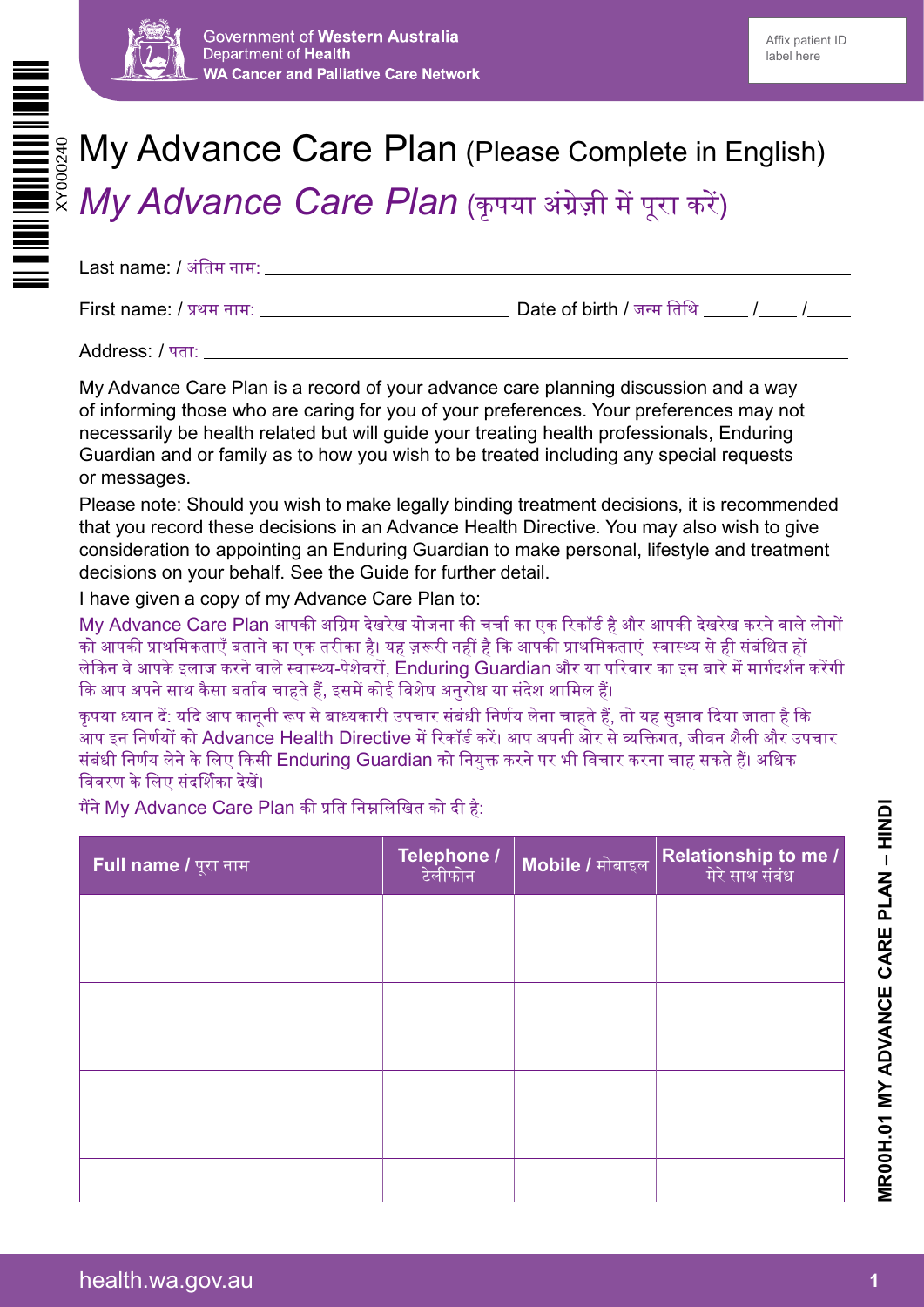Government of **Western Australia**
Department of **Health**
**WA Cancer and Palliative Care Network**

Affix patient ID label here

# My Advance Care Plan (Please Complete in English)

# *My Advance Care Plan* (कृपया अंग्रेज़ी में पूरा करें)

Last name: / अंतिम नाम: ______________________________

First name: / प्रथम नाम: ______________________ Date of birth / जन्म तिथि ____ /____ /____

Address: / पता: ______________________________

My Advance Care Plan is a record of your advance care planning discussion and a way of informing those who are caring for you of your preferences. Your preferences may not necessarily be health related but will guide your treating health professionals, Enduring Guardian and or family as to how you wish to be treated including any special requests or messages.

Please note: Should you wish to make legally binding treatment decisions, it is recommended that you record these decisions in an Advance Health Directive. You may also wish to give consideration to appointing an Enduring Guardian to make personal, lifestyle and treatment decisions on your behalf. See the Guide for further detail.

I have given a copy of my Advance Care Plan to:

My Advance Care Plan आपकी अग्रिम देखरेख योजना की चर्चा का एक रिकॉर्ड है और आपकी देखरेख करने वाले लोगों को आपकी प्राथमिकताएँ बताने का एक तरीका है। यह ज़रूरी नहीं है कि आपकी प्राथमिकताएं स्वास्थ्य से ही संबंधित हों लेकिन वे आपके इलाज करने वाले स्वास्थ्य-पेशेवरों, Enduring Guardian और या परिवार का इस बारे में मार्गदर्शन करेंगी कि आप अपने साथ कैसा बर्ताव चाहते हैं, इसमें कोई विशेष अनुरोध या संदेश शामिल हैं।

कृपया ध्यान दें: यदि आप कानूनी रूप से बाध्यकारी उपचार संबंधी निर्णय लेना चाहते हैं, तो यह सुझाव दिया जाता है कि आप इन निर्णयों को Advance Health Directive में रिकॉर्ड करें। आप अपनी ओर से व्यक्तिगत, जीवन शैली और उपचार संबंधी निर्णय लेने के लिए किसी Enduring Guardian को नियुक्त करने पर भी विचार करना चाह सकते हैं। अधिक विवरण के लिए संदर्शिका देखें।

मैंने My Advance Care Plan की प्रति निम्नलिखित को दी है:

| Full name / पूरा नाम | Telephone / टेलीफोन | Mobile / मोबाइल | Relationship to me / मेरे साथ संबंध |
|---|---|---|---|
| | | | |
| | | | |
| | | | |
| | | | |
| | | | |
| | | | |
| | | | |

MR00H.01 MY ADVANCE CARE PLAN – HINDI

health.wa.gov.au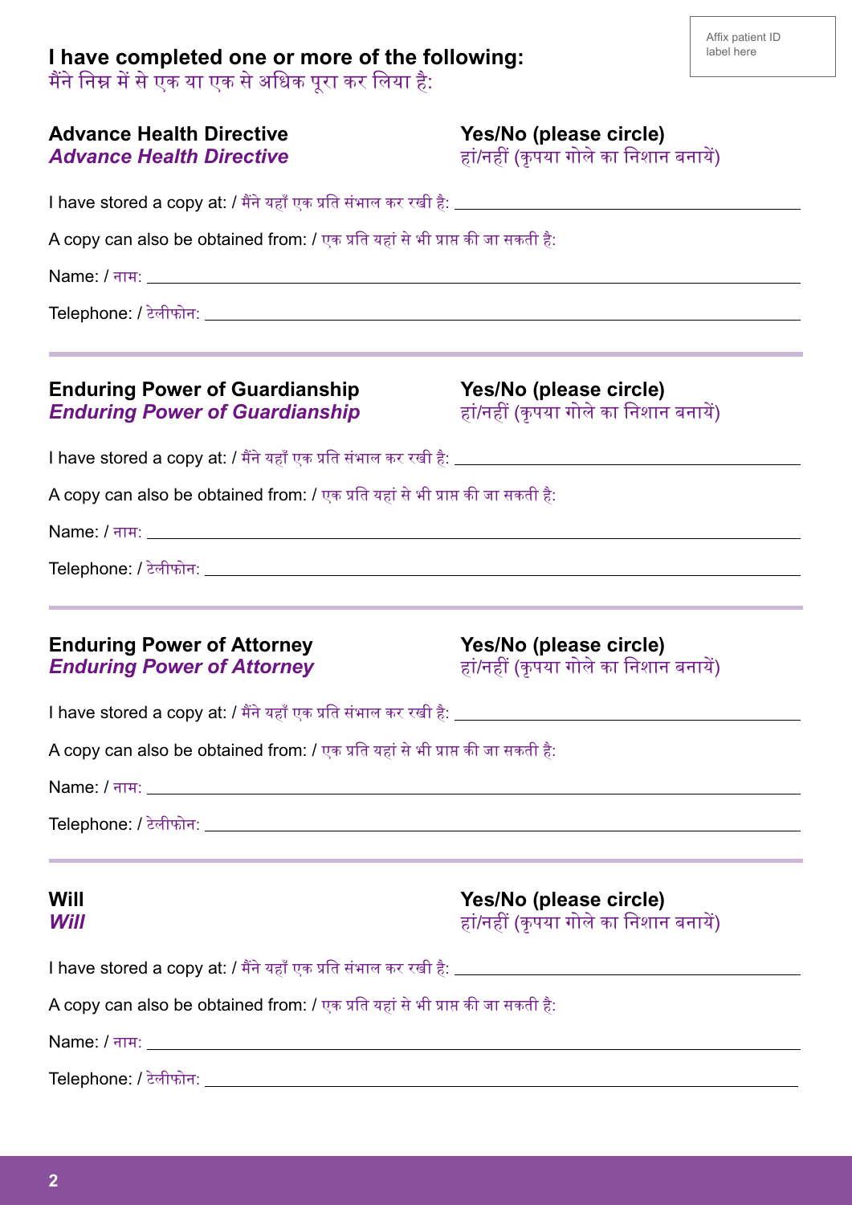Affix patient ID label here

## I have completed one or more of the following:
मैंने निम्न में से एक या एक से अधिक पूरा कर लिया है:

**Advance Health Directive**
***Advance Health Directive***

**Yes/No (please circle)**
हां/नहीं (कृपया गोले का निशान बनायें)

I have stored a copy at: / मैंने यहाँ एक प्रति संभाल कर रखी है: ______________________________

A copy can also be obtained from: / एक प्रति यहां से भी प्राप्त की जा सकती है:

Name: / नाम: ______________________________

Telephone: / टेलीफोन: ______________________________

---

**Enduring Power of Guardianship**
***Enduring Power of Guardianship***

**Yes/No (please circle)**
हां/नहीं (कृपया गोले का निशान बनायें)

I have stored a copy at: / मैंने यहाँ एक प्रति संभाल कर रखी है: ______________________________

A copy can also be obtained from: / एक प्रति यहां से भी प्राप्त की जा सकती है:

Name: / नाम: ______________________________

Telephone: / टेलीफोन: ______________________________

---

**Enduring Power of Attorney**
***Enduring Power of Attorney***

**Yes/No (please circle)**
हां/नहीं (कृपया गोले का निशान बनायें)

I have stored a copy at: / मैंने यहाँ एक प्रति संभाल कर रखी है: ______________________________

A copy can also be obtained from: / एक प्रति यहां से भी प्राप्त की जा सकती है:

Name: / नाम: ______________________________

Telephone: / टेलीफोन: ______________________________

---

**Will**
***Will***

**Yes/No (please circle)**
हां/नहीं (कृपया गोले का निशान बनायें)

I have stored a copy at: / मैंने यहाँ एक प्रति संभाल कर रखी है: ______________________________

A copy can also be obtained from: / एक प्रति यहां से भी प्राप्त की जा सकती है:

Name: / नाम: ______________________________

Telephone: / टेलीफोन: ______________________________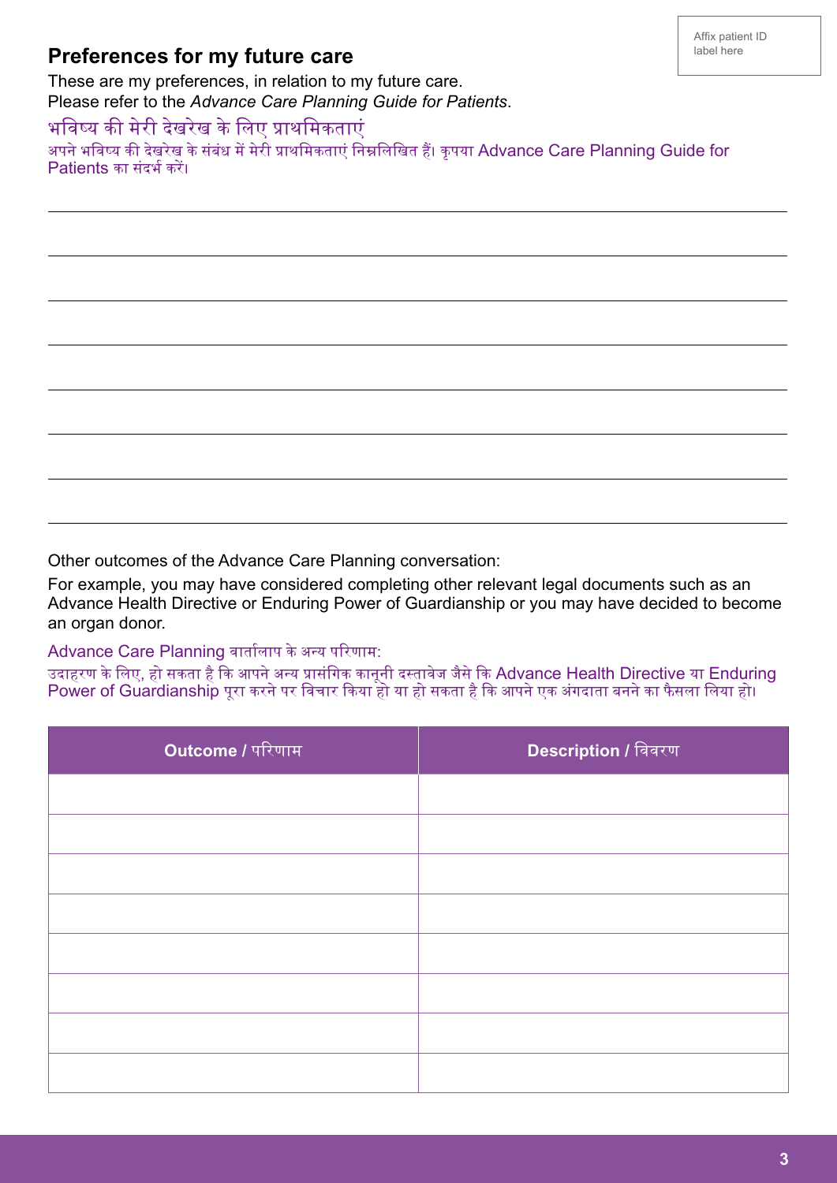Affix patient ID label here

## Preferences for my future care

These are my preferences, in relation to my future care.
Please refer to the *Advance Care Planning Guide for Patients*.

भविष्य की मेरी देखरेख के लिए प्राथमिकताएं

अपने भविष्य की देखरेख के संबंध में मेरी प्राथमिकताएं निम्नलिखित हैं। कृपया Advance Care Planning Guide for Patients का संदर्भ करें।

Other outcomes of the Advance Care Planning conversation:

For example, you may have considered completing other relevant legal documents such as an Advance Health Directive or Enduring Power of Guardianship or you may have decided to become an organ donor.

Advance Care Planning वार्तालाप के अन्य परिणाम:

उदाहरण के लिए, हो सकता है कि आपने अन्य प्रासंगिक कानूनी दस्तावेज जैसे कि Advance Health Directive या Enduring Power of Guardianship पूरा करने पर विचार किया हो या हो सकता है कि आपने एक अंगदाता बनने का फैसला लिया हो।

| Outcome / परिणाम | Description / विवरण |
|---|---|
| | |
| | |
| | |
| | |
| | |
| | |
| | |
| | |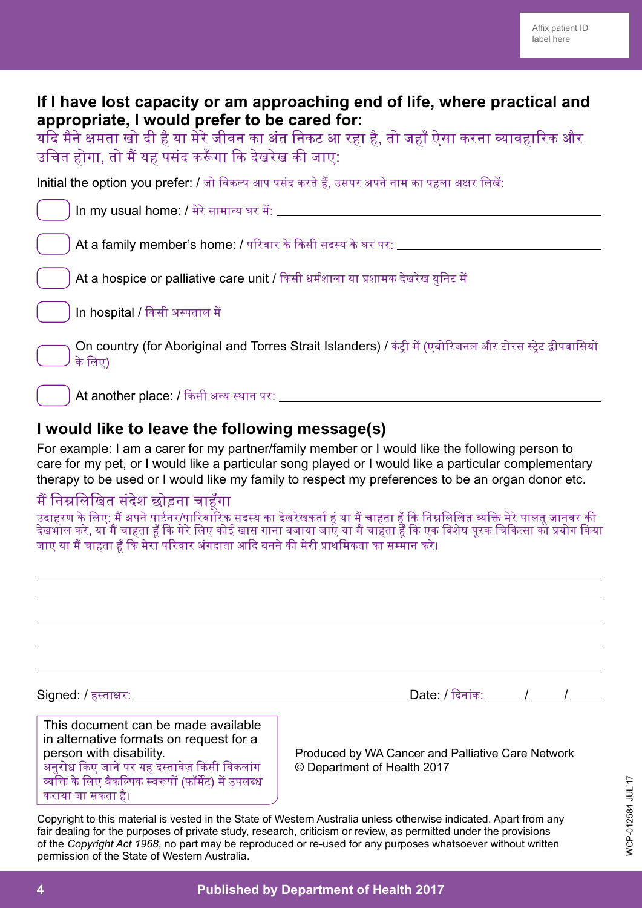Affix patient ID label here

## If I have lost capacity or am approaching end of life, where practical and appropriate, I would prefer to be cared for:

यदि मैने क्षमता खो दी है या मेरे जीवन का अंत निकट आ रहा है, तो जहाँ ऐसा करना व्यावहारिक और उचित होगा, तो मैं यह पसंद करूँगा कि देखरेख की जाए:

Initial the option you prefer: / जो विकल्प आप पसंद करते हैं, उसपर अपने नाम का पहला अक्षर लिखें:

- ☐ In my usual home: / मेरे सामान्य घर में: ______________________________
- ☐ At a family member's home: / परिवार के किसी सदस्य के घर पर: ______________________________
- ☐ At a hospice or palliative care unit / किसी धर्मशाला या प्रशामक देखरेख युनिट में
- ☐ In hospital / किसी अस्पताल में
- ☐ On country (for Aboriginal and Torres Strait Islanders) / कंट्री में (एबोरिजनल और टोरस स्ट्रेट द्वीपवासियों के लिए)
- ☐ At another place: / किसी अन्य स्थान पर: ______________________________

## I would like to leave the following message(s)

For example: I am a carer for my partner/family member or I would like the following person to care for my pet, or I would like a particular song played or I would like a particular complementary therapy to be used or I would like my family to respect my preferences to be an organ donor etc.

### मैं निम्नलिखित संदेश छोड़ना चाहूँगा

उदाहरण के लिए: मैं अपने पार्टनर/पारिवारिक सदस्य का देखरेखकर्ता हूं या मैं चाहता हूँ कि निम्नलिखित व्यक्ति मेरे पालतू जानवर की देखभाल करे, या मैं चाहता हूँ कि मेरे लिए कोई खास गाना बजाया जाए या मैं चाहता हूँ कि एक विशेष पूरक चिकित्सा का प्रयोग किया जाए या मैं चाहता हूँ कि मेरा परिवार अंगदाता आदि बनने की मेरी प्राथमिकता का सम्मान करे।

______________________________________________________________________

______________________________________________________________________

______________________________________________________________________

______________________________________________________________________

______________________________________________________________________

Signed: / हस्ताक्षर: ______________________________ Date: / दिनांक: _____ /_____ /_____

This document can be made available in alternative formats on request for a person with disability.
अनुरोध किए जाने पर यह दस्तावेज़ किसी विकलांग व्यक्ति के लिए वैकल्पिक स्वरूपों (फॉर्मेट) में उपलब्ध कराया जा सकता है।

Produced by WA Cancer and Palliative Care Network
© Department of Health 2017

Copyright to this material is vested in the State of Western Australia unless otherwise indicated. Apart from any fair dealing for the purposes of private study, research, criticism or review, as permitted under the provisions of the *Copyright Act 1968*, no part may be reproduced or re-used for any purposes whatsoever without written permission of the State of Western Australia.

WCP-012584 JUL'17

Published by Department of Health 2017